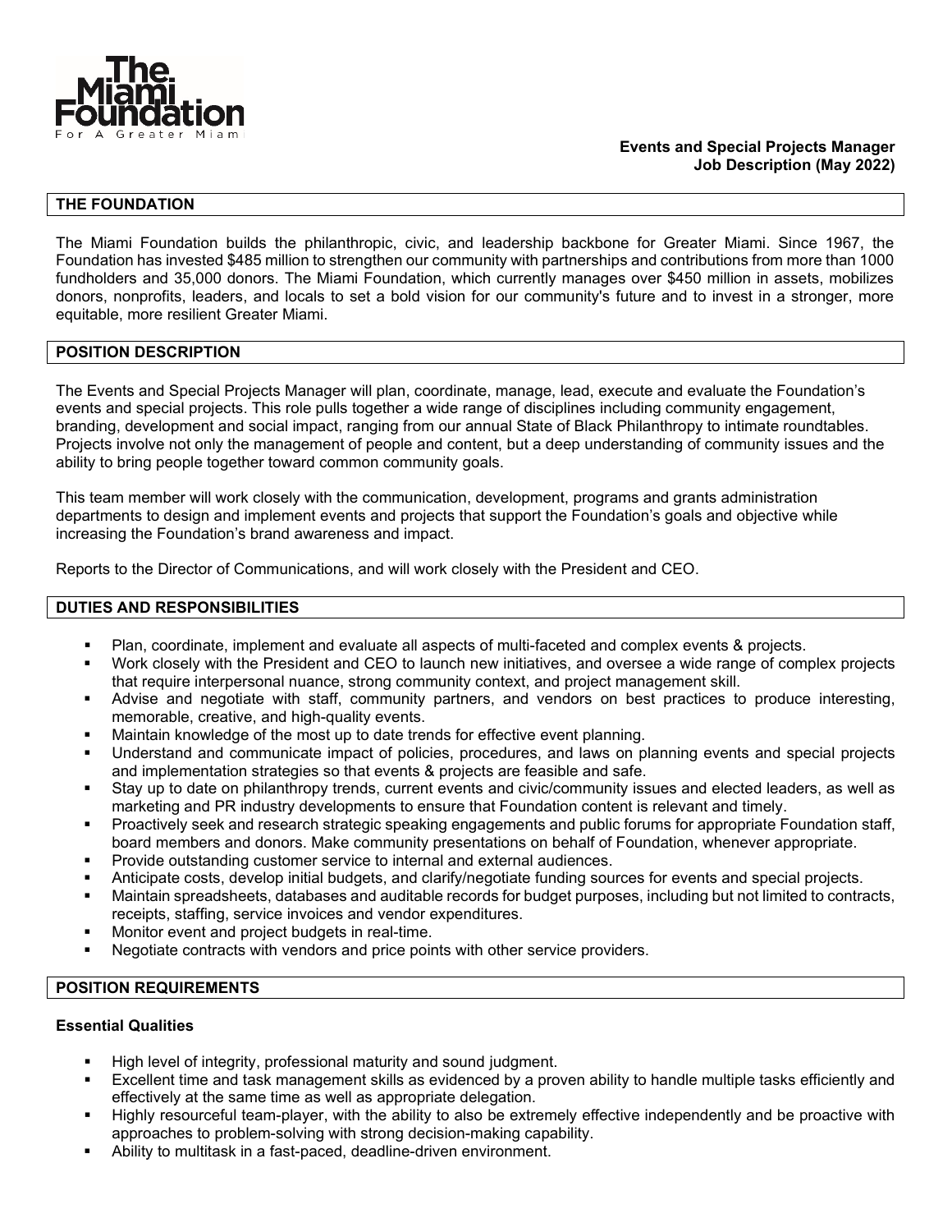The Miami Foundation
For A Greater Miami

**Events and Special Projects Manager**
**Job Description (May 2022)**

## THE FOUNDATION

The Miami Foundation builds the philanthropic, civic, and leadership backbone for Greater Miami. Since 1967, the Foundation has invested $485 million to strengthen our community with partnerships and contributions from more than 1000 fundholders and 35,000 donors. The Miami Foundation, which currently manages over $450 million in assets, mobilizes donors, nonprofits, leaders, and locals to set a bold vision for our community's future and to invest in a stronger, more equitable, more resilient Greater Miami.

## POSITION DESCRIPTION

The Events and Special Projects Manager will plan, coordinate, manage, lead, execute and evaluate the Foundation's events and special projects. This role pulls together a wide range of disciplines including community engagement, branding, development and social impact, ranging from our annual State of Black Philanthropy to intimate roundtables. Projects involve not only the management of people and content, but a deep understanding of community issues and the ability to bring people together toward common community goals.

This team member will work closely with the communication, development, programs and grants administration departments to design and implement events and projects that support the Foundation's goals and objective while increasing the Foundation's brand awareness and impact.

Reports to the Director of Communications, and will work closely with the President and CEO.

## DUTIES AND RESPONSIBILITIES

- Plan, coordinate, implement and evaluate all aspects of multi-faceted and complex events & projects.
- Work closely with the President and CEO to launch new initiatives, and oversee a wide range of complex projects that require interpersonal nuance, strong community context, and project management skill.
- Advise and negotiate with staff, community partners, and vendors on best practices to produce interesting, memorable, creative, and high-quality events.
- Maintain knowledge of the most up to date trends for effective event planning.
- Understand and communicate impact of policies, procedures, and laws on planning events and special projects and implementation strategies so that events & projects are feasible and safe.
- Stay up to date on philanthropy trends, current events and civic/community issues and elected leaders, as well as marketing and PR industry developments to ensure that Foundation content is relevant and timely.
- Proactively seek and research strategic speaking engagements and public forums for appropriate Foundation staff, board members and donors. Make community presentations on behalf of Foundation, whenever appropriate.
- Provide outstanding customer service to internal and external audiences.
- Anticipate costs, develop initial budgets, and clarify/negotiate funding sources for events and special projects.
- Maintain spreadsheets, databases and auditable records for budget purposes, including but not limited to contracts, receipts, staffing, service invoices and vendor expenditures.
- Monitor event and project budgets in real-time.
- Negotiate contracts with vendors and price points with other service providers.

## POSITION REQUIREMENTS

### Essential Qualities

- High level of integrity, professional maturity and sound judgment.
- Excellent time and task management skills as evidenced by a proven ability to handle multiple tasks efficiently and effectively at the same time as well as appropriate delegation.
- Highly resourceful team-player, with the ability to also be extremely effective independently and be proactive with approaches to problem-solving with strong decision-making capability.
- Ability to multitask in a fast-paced, deadline-driven environment.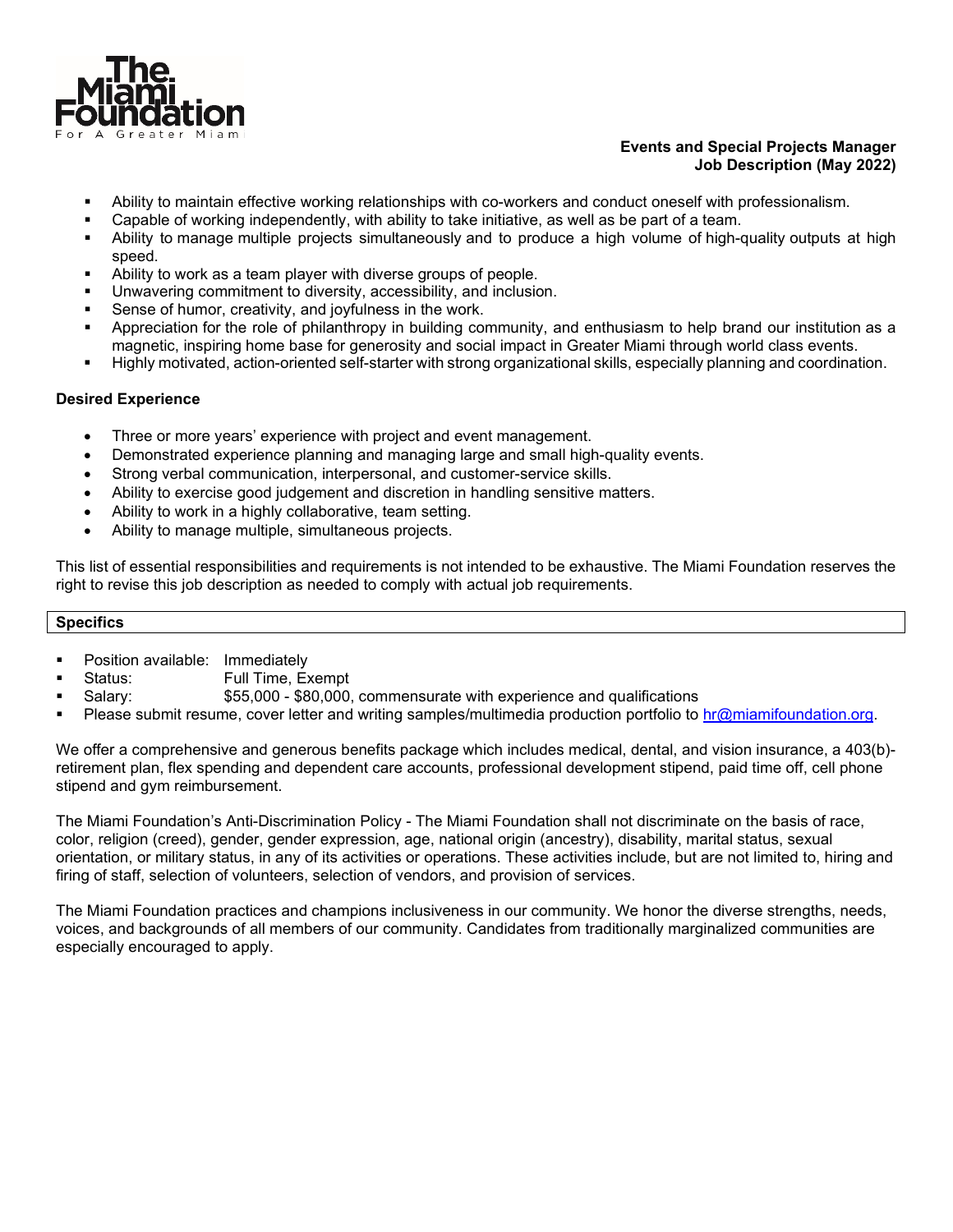**Events and Special Projects Manager**
**Job Description (May 2022)**

- Ability to maintain effective working relationships with co-workers and conduct oneself with professionalism.
- Capable of working independently, with ability to take initiative, as well as be part of a team.
- Ability to manage multiple projects simultaneously and to produce a high volume of high-quality outputs at high speed.
- Ability to work as a team player with diverse groups of people.
- Unwavering commitment to diversity, accessibility, and inclusion.
- Sense of humor, creativity, and joyfulness in the work.
- Appreciation for the role of philanthropy in building community, and enthusiasm to help brand our institution as a magnetic, inspiring home base for generosity and social impact in Greater Miami through world class events.
- Highly motivated, action-oriented self-starter with strong organizational skills, especially planning and coordination.

**Desired Experience**

- Three or more years' experience with project and event management.
- Demonstrated experience planning and managing large and small high-quality events.
- Strong verbal communication, interpersonal, and customer-service skills.
- Ability to exercise good judgement and discretion in handling sensitive matters.
- Ability to work in a highly collaborative, team setting.
- Ability to manage multiple, simultaneous projects.

This list of essential responsibilities and requirements is not intended to be exhaustive. The Miami Foundation reserves the right to revise this job description as needed to comply with actual job requirements.

**Specifics**

- Position available: Immediately
- Status: Full Time, Exempt
- Salary: $55,000 - $80,000, commensurate with experience and qualifications
- Please submit resume, cover letter and writing samples/multimedia production portfolio to hr@miamifoundation.org.

We offer a comprehensive and generous benefits package which includes medical, dental, and vision insurance, a 403(b)-retirement plan, flex spending and dependent care accounts, professional development stipend, paid time off, cell phone stipend and gym reimbursement.

The Miami Foundation's Anti-Discrimination Policy - The Miami Foundation shall not discriminate on the basis of race, color, religion (creed), gender, gender expression, age, national origin (ancestry), disability, marital status, sexual orientation, or military status, in any of its activities or operations. These activities include, but are not limited to, hiring and firing of staff, selection of volunteers, selection of vendors, and provision of services.

The Miami Foundation practices and champions inclusiveness in our community. We honor the diverse strengths, needs, voices, and backgrounds of all members of our community. Candidates from traditionally marginalized communities are especially encouraged to apply.